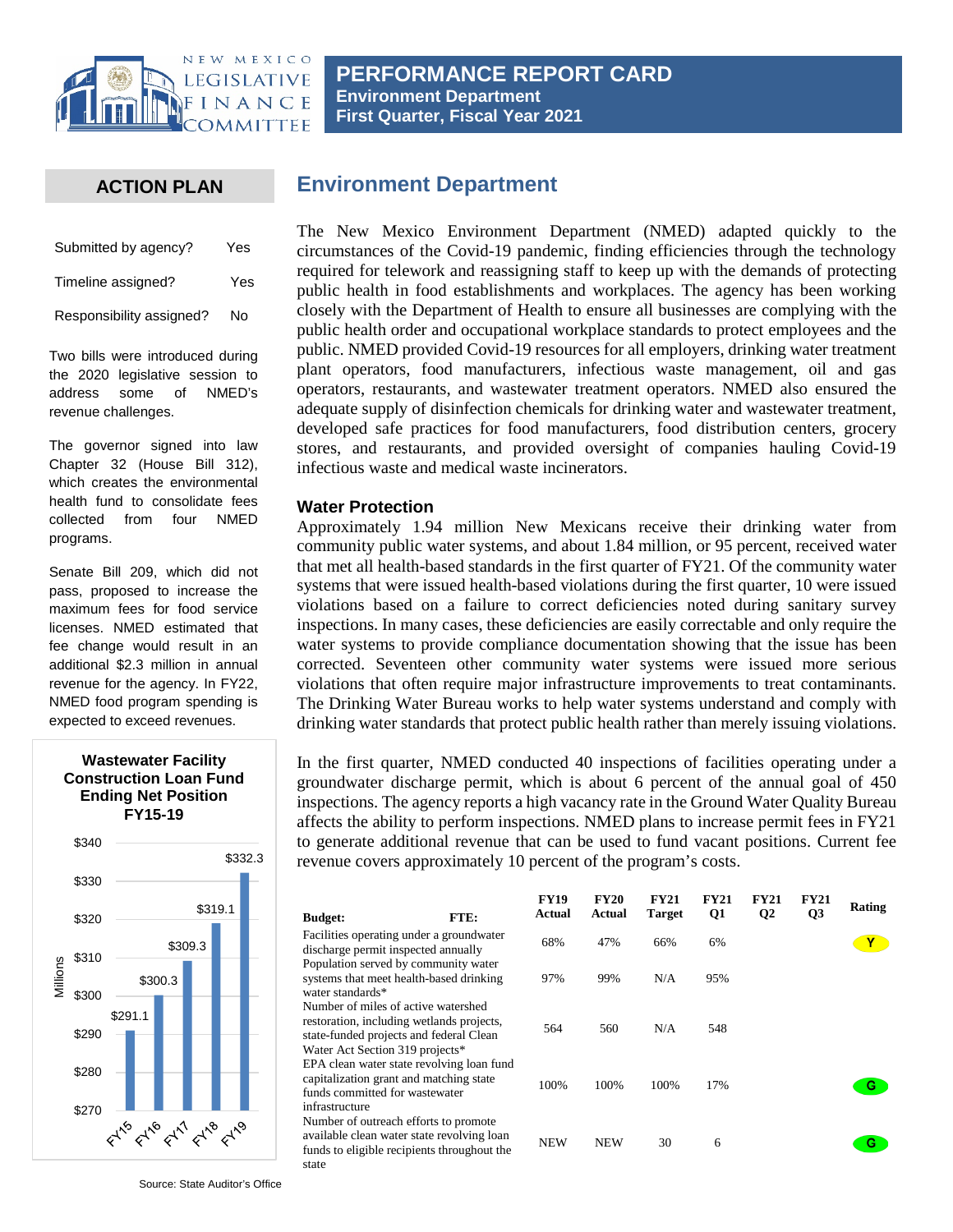# PERFORMANCE REPORT CARD
**Environment Department**
**First Quarter, Fiscal Year 2021**

## ACTION PLAN

| | |
|---|---|
| Submitted by agency? | Yes |
| Timeline assigned? | Yes |
| Responsibility assigned? | No |

Two bills were introduced during the 2020 legislative session to address some of NMED's revenue challenges.

The governor signed into law Chapter 32 (House Bill 312), which creates the environmental health fund to consolidate fees collected from four NMED programs.

Senate Bill 209, which did not pass, proposed to increase the maximum fees for food service licenses. NMED estimated that fee change would result in an additional $2.3 million in annual revenue for the agency. In FY22, NMED food program spending is expected to exceed revenues.

**Wastewater Facility Construction Loan Fund Ending Net Position FY15-19**

(Millions)

| FY15 | FY16 | FY17 | FY18 | FY19 |
|---|---|---|---|---|
| $291.1 | $300.3 | $309.3 | $319.1 | $332.3 |

Source: State Auditor's Office

## Environment Department

The New Mexico Environment Department (NMED) adapted quickly to the circumstances of the Covid-19 pandemic, finding efficiencies through the technology required for telework and reassigning staff to keep up with the demands of protecting public health in food establishments and workplaces. The agency has been working closely with the Department of Health to ensure all businesses are complying with the public health order and occupational workplace standards to protect employees and the public. NMED provided Covid-19 resources for all employers, drinking water treatment plant operators, food manufacturers, infectious waste management, oil and gas operators, restaurants, and wastewater treatment operators. NMED also ensured the adequate supply of disinfection chemicals for drinking water and wastewater treatment, developed safe practices for food manufacturers, food distribution centers, grocery stores, and restaurants, and provided oversight of companies hauling Covid-19 infectious waste and medical waste incinerators.

### Water Protection

Approximately 1.94 million New Mexicans receive their drinking water from community public water systems, and about 1.84 million, or 95 percent, received water that met all health-based standards in the first quarter of FY21. Of the community water systems that were issued health-based violations during the first quarter, 10 were issued violations based on a failure to correct deficiencies noted during sanitary survey inspections. In many cases, these deficiencies are easily correctable and only require the water systems to provide compliance documentation showing that the issue has been corrected. Seventeen other community water systems were issued more serious violations that often require major infrastructure improvements to treat contaminants. The Drinking Water Bureau works to help water systems understand and comply with drinking water standards that protect public health rather than merely issuing violations.

In the first quarter, NMED conducted 40 inspections of facilities operating under a groundwater discharge permit, which is about 6 percent of the annual goal of 450 inspections. The agency reports a high vacancy rate in the Ground Water Quality Bureau affects the ability to perform inspections. NMED plans to increase permit fees in FY21 to generate additional revenue that can be used to fund vacant positions. Current fee revenue covers approximately 10 percent of the program's costs.

| Budget: FTE: | FY19 Actual | FY20 Actual | FY21 Target | FY21 Q1 | FY21 Q2 | FY21 Q3 | Rating |
|---|---|---|---|---|---|---|---|
| Facilities operating under a groundwater discharge permit inspected annually | 68% | 47% | 66% | 6% | | | Y |
| Population served by community water systems that meet health-based drinking water standards* | 97% | 99% | N/A | 95% | | | |
| Number of miles of active watershed restoration, including wetlands projects, state-funded projects and federal Clean Water Act Section 319 projects* | 564 | 560 | N/A | 548 | | | |
| EPA clean water state revolving loan fund capitalization grant and matching state funds committed for wastewater infrastructure | 100% | 100% | 100% | 17% | | | G |
| Number of outreach efforts to promote available clean water state revolving loan funds to eligible recipients throughout the state | NEW | NEW | 30 | 6 | | | G |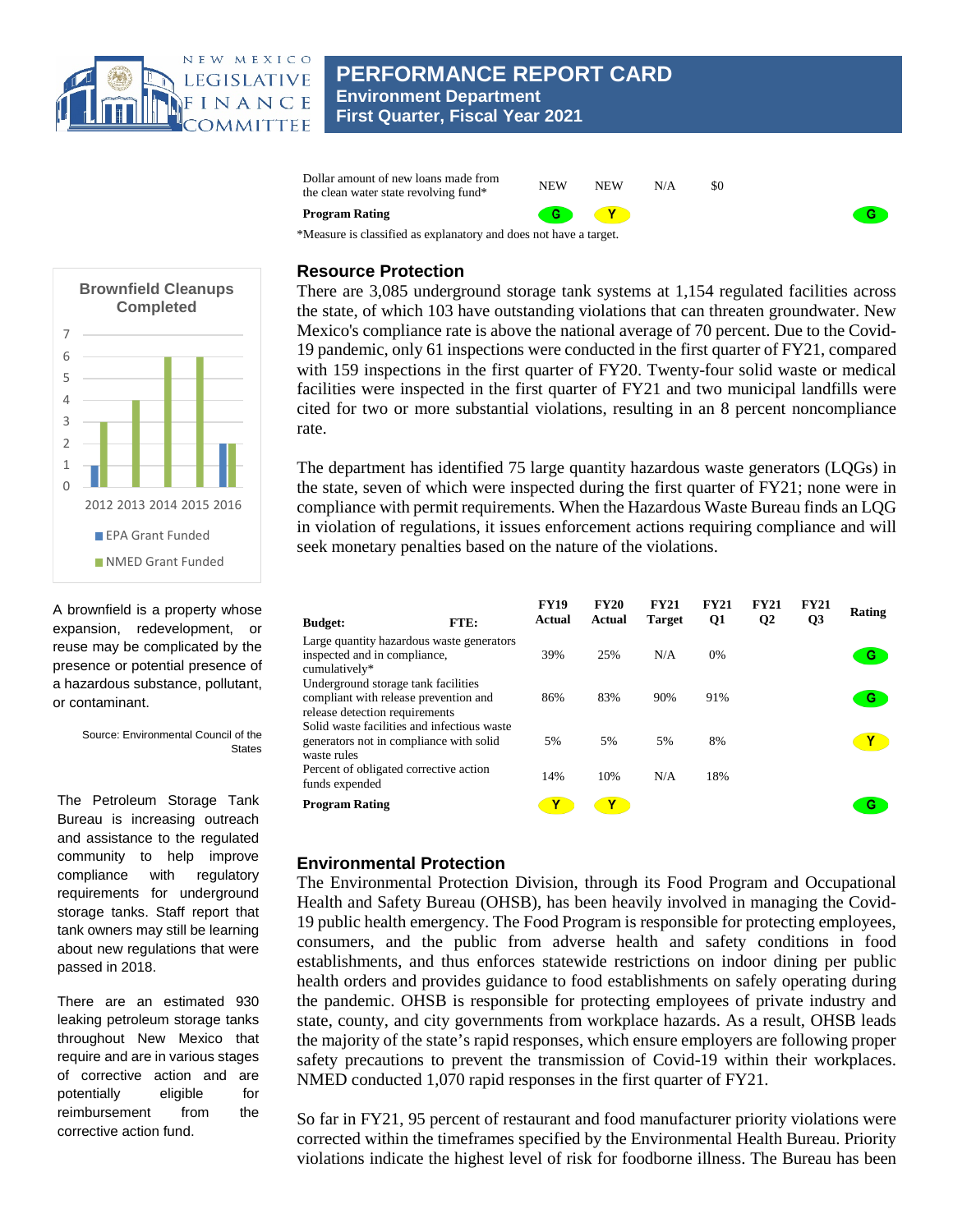| | FY19 Actual | FY20 Actual | FY21 Target | FY21 Q1 | FY21 Q2 | FY21 Q3 | Rating |
|---|---|---|---|---|---|---|---|
| Dollar amount of new loans made from the clean water state revolving fund* | NEW | NEW | N/A | $0 | | | |
| **Program Rating** | G | Y | | | | | G |

*Measure is classified as explanatory and does not have a target.

## Resource Protection

There are 3,085 underground storage tank systems at 1,154 regulated facilities across the state, of which 103 have outstanding violations that can threaten groundwater. New Mexico's compliance rate is above the national average of 70 percent. Due to the Covid-19 pandemic, only 61 inspections were conducted in the first quarter of FY21, compared with 159 inspections in the first quarter of FY20. Twenty-four solid waste or medical facilities were inspected in the first quarter of FY21 and two municipal landfills were cited for two or more substantial violations, resulting in an 8 percent noncompliance rate.

The department has identified 75 large quantity hazardous waste generators (LQGs) in the state, seven of which were inspected during the first quarter of FY21; none were in compliance with permit requirements. When the Hazardous Waste Bureau finds an LQG in violation of regulations, it issues enforcement actions requiring compliance and will seek monetary penalties based on the nature of the violations.

**Brownfield Cleanups Completed**

| Year | EPA Grant Funded | NMED Grant Funded |
|---|---|---|
| 2012 | 1 | 3 |
| 2013 | | 4 |
| 2014 | | 6 |
| 2015 | | 6 |
| 2016 | 2 | 2 |

A brownfield is a property whose expansion, redevelopment, or reuse may be complicated by the presence or potential presence of a hazardous substance, pollutant, or contaminant.

Source: Environmental Council of the States

The Petroleum Storage Tank Bureau is increasing outreach and assistance to the regulated community to help improve compliance with regulatory requirements for underground storage tanks. Staff report that tank owners may still be learning about new regulations that were passed in 2018.

There are an estimated 930 leaking petroleum storage tanks throughout New Mexico that require and are in various stages of corrective action and are potentially eligible for reimbursement from the corrective action fund.

| **Budget:** **FTE:** | FY19 Actual | FY20 Actual | FY21 Target | FY21 Q1 | FY21 Q2 | FY21 Q3 | Rating |
|---|---|---|---|---|---|---|---|
| Large quantity hazardous waste generators inspected and in compliance, cumulatively* | 39% | 25% | N/A | 0% | | | G |
| Underground storage tank facilities compliant with release prevention and release detection requirements | 86% | 83% | 90% | 91% | | | G |
| Solid waste facilities and infectious waste generators not in compliance with solid waste rules | 5% | 5% | 5% | 8% | | | Y |
| Percent of obligated corrective action funds expended | 14% | 10% | N/A | 18% | | | |
| **Program Rating** | Y | Y | | | | | G |

## Environmental Protection

The Environmental Protection Division, through its Food Program and Occupational Health and Safety Bureau (OHSB), has been heavily involved in managing the Covid-19 public health emergency. The Food Program is responsible for protecting employees, consumers, and the public from adverse health and safety conditions in food establishments, and thus enforces statewide restrictions on indoor dining per public health orders and provides guidance to food establishments on safely operating during the pandemic. OHSB is responsible for protecting employees of private industry and state, county, and city governments from workplace hazards. As a result, OHSB leads the majority of the state's rapid responses, which ensure employers are following proper safety precautions to prevent the transmission of Covid-19 within their workplaces. NMED conducted 1,070 rapid responses in the first quarter of FY21.

So far in FY21, 95 percent of restaurant and food manufacturer priority violations were corrected within the timeframes specified by the Environmental Health Bureau. Priority violations indicate the highest level of risk for foodborne illness. The Bureau has been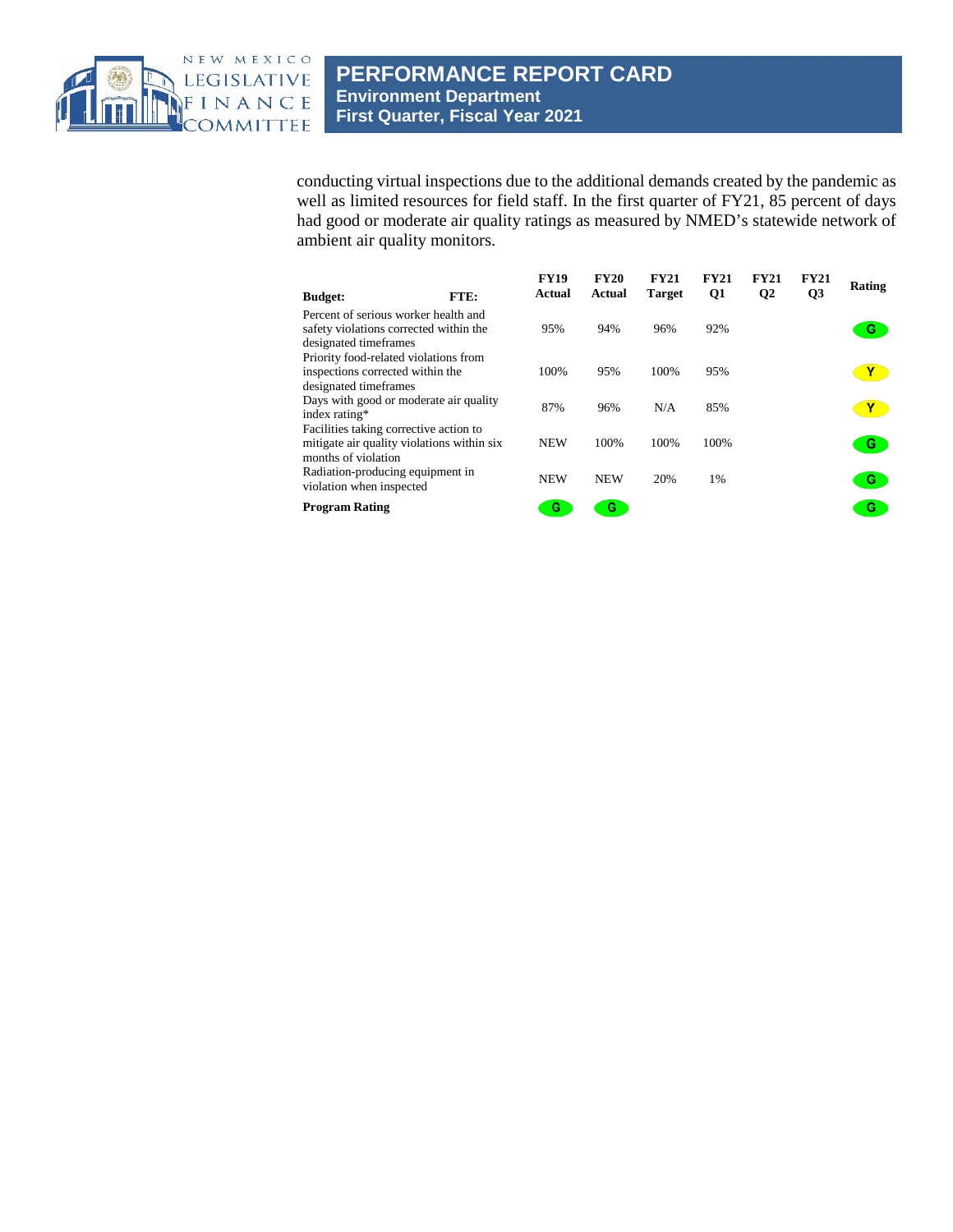conducting virtual inspections due to the additional demands created by the pandemic as well as limited resources for field staff. In the first quarter of FY21, 85 percent of days had good or moderate air quality ratings as measured by NMED's statewide network of ambient air quality monitors.

| Budget: FTE: | FY19 Actual | FY20 Actual | FY21 Target | FY21 Q1 | FY21 Q2 | FY21 Q3 | Rating |
|---|---|---|---|---|---|---|---|
| Percent of serious worker health and safety violations corrected within the designated timeframes | 95% | 94% | 96% | 92% | | | G |
| Priority food-related violations from inspections corrected within the designated timeframes | 100% | 95% | 100% | 95% | | | Y |
| Days with good or moderate air quality index rating* | 87% | 96% | N/A | 85% | | | Y |
| Facilities taking corrective action to mitigate air quality violations within six months of violation | NEW | 100% | 100% | 100% | | | G |
| Radiation-producing equipment in violation when inspected | NEW | NEW | 20% | 1% | | | G |
| **Program Rating** | G | G | | | | | G |